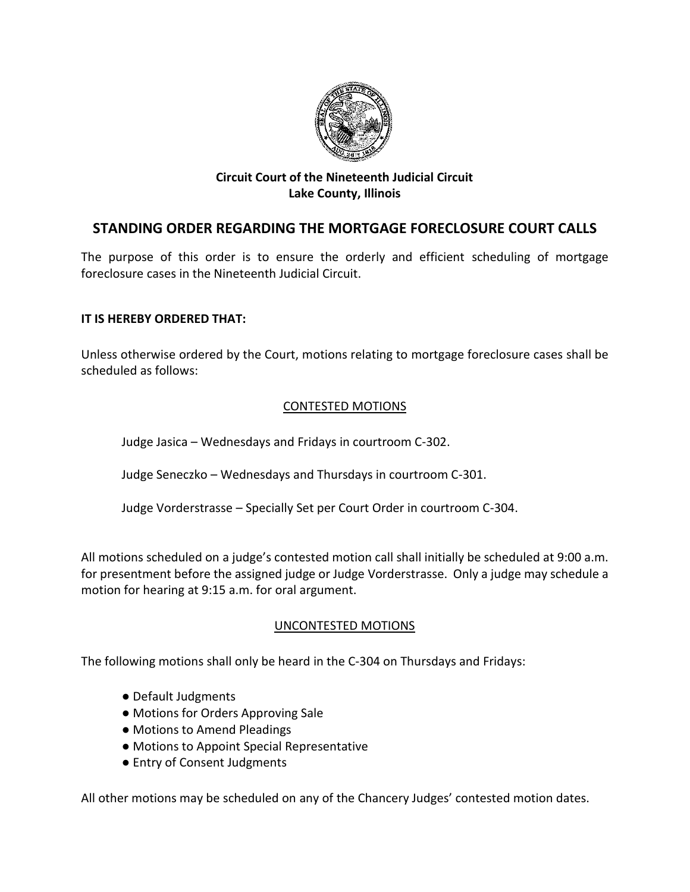**Circuit Court of the Nineteenth Judicial Circuit**
**Lake County, Illinois**

# STANDING ORDER REGARDING THE MORTGAGE FORECLOSURE COURT CALLS

The purpose of this order is to ensure the orderly and efficient scheduling of mortgage foreclosure cases in the Nineteenth Judicial Circuit.

**IT IS HEREBY ORDERED THAT:**

Unless otherwise ordered by the Court, motions relating to mortgage foreclosure cases shall be scheduled as follows:

## CONTESTED MOTIONS

Judge Jasica – Wednesdays and Fridays in courtroom C-302.

Judge Seneczko – Wednesdays and Thursdays in courtroom C-301.

Judge Vorderstrasse – Specially Set per Court Order in courtroom C-304.

All motions scheduled on a judge's contested motion call shall initially be scheduled at 9:00 a.m. for presentment before the assigned judge or Judge Vorderstrasse. Only a judge may schedule a motion for hearing at 9:15 a.m. for oral argument.

## UNCONTESTED MOTIONS

The following motions shall only be heard in the C-304 on Thursdays and Fridays:

- Default Judgments
- Motions for Orders Approving Sale
- Motions to Amend Pleadings
- Motions to Appoint Special Representative
- Entry of Consent Judgments

All other motions may be scheduled on any of the Chancery Judges' contested motion dates.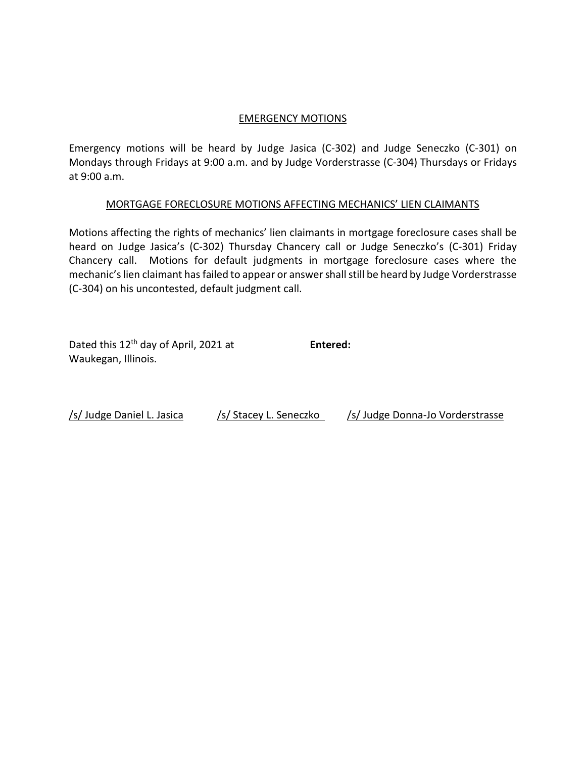## EMERGENCY MOTIONS

Emergency motions will be heard by Judge Jasica (C-302) and Judge Seneczko (C-301) on Mondays through Fridays at 9:00 a.m. and by Judge Vorderstrasse (C-304) Thursdays or Fridays at 9:00 a.m.

## MORTGAGE FORECLOSURE MOTIONS AFFECTING MECHANICS' LIEN CLAIMANTS

Motions affecting the rights of mechanics' lien claimants in mortgage foreclosure cases shall be heard on Judge Jasica's (C-302) Thursday Chancery call or Judge Seneczko's (C-301) Friday Chancery call. Motions for default judgments in mortgage foreclosure cases where the mechanic's lien claimant has failed to appear or answer shall still be heard by Judge Vorderstrasse (C-304) on his uncontested, default judgment call.

Dated this 12th day of April, 2021 at Waukegan, Illinois.

**Entered:**

/s/ Judge Daniel L. Jasica

/s/ Stacey L. Seneczko

/s/ Judge Donna-Jo Vorderstrasse